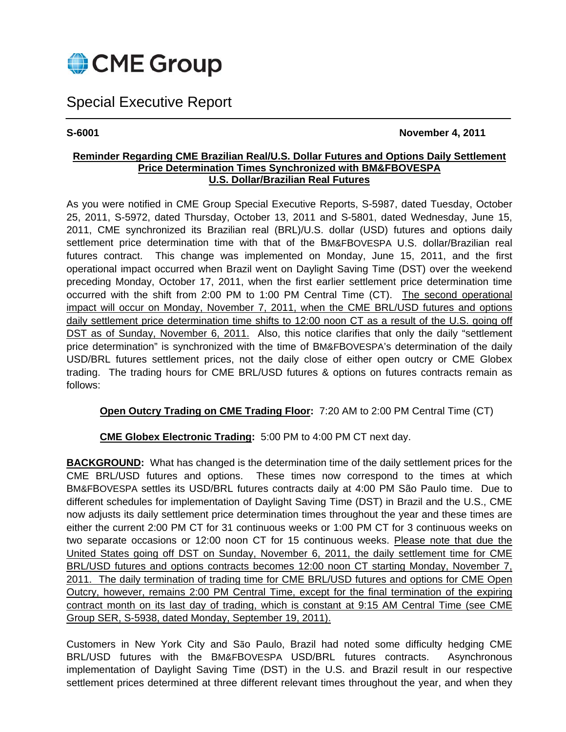# CME Group

## Special Executive Report

**S-6001** **November 4, 2011**

**<u>Reminder Regarding CME Brazilian Real/U.S. Dollar Futures and Options Daily Settlement Price Determination Times Synchronized with BM&FBOVESPA U.S. Dollar/Brazilian Real Futures</u>**

As you were notified in CME Group Special Executive Reports, S-5987, dated Tuesday, October 25, 2011, S-5972, dated Thursday, October 13, 2011 and S-5801, dated Wednesday, June 15, 2011, CME synchronized its Brazilian real (BRL)/U.S. dollar (USD) futures and options daily settlement price determination time with that of the BM&FBOVESPA U.S. dollar/Brazilian real futures contract. This change was implemented on Monday, June 15, 2011, and the first operational impact occurred when Brazil went on Daylight Saving Time (DST) over the weekend preceding Monday, October 17, 2011, when the first earlier settlement price determination time occurred with the shift from 2:00 PM to 1:00 PM Central Time (CT). <u>The second operational impact will occur on Monday, November 7, 2011, when the CME BRL/USD futures and options daily settlement price determination time shifts to 12:00 noon CT as a result of the U.S. going off DST as of Sunday, November 6, 2011.</u> Also, this notice clarifies that only the daily "settlement price determination" is synchronized with the time of BM&FBOVESPA's determination of the daily USD/BRL futures settlement prices, not the daily close of either open outcry or CME Globex trading. The trading hours for CME BRL/USD futures & options on futures contracts remain as follows:

**<u>Open Outcry Trading on CME Trading Floor</u>:** 7:20 AM to 2:00 PM Central Time (CT)

**<u>CME Globex Electronic Trading</u>:** 5:00 PM to 4:00 PM CT next day.

**<u>BACKGROUND</u>:** What has changed is the determination time of the daily settlement prices for the CME BRL/USD futures and options. These times now correspond to the times at which BM&FBOVESPA settles its USD/BRL futures contracts daily at 4:00 PM São Paulo time. Due to different schedules for implementation of Daylight Saving Time (DST) in Brazil and the U.S., CME now adjusts its daily settlement price determination times throughout the year and these times are either the current 2:00 PM CT for 31 continuous weeks or 1:00 PM CT for 3 continuous weeks on two separate occasions or 12:00 noon CT for 15 continuous weeks. <u>Please note that due the United States going off DST on Sunday, November 6, 2011, the daily settlement time for CME BRL/USD futures and options contracts becomes 12:00 noon CT starting Monday, November 7, 2011. The daily termination of trading time for CME BRL/USD futures and options for CME Open Outcry, however, remains 2:00 PM Central Time, except for the final termination of the expiring contract month on its last day of trading, which is constant at 9:15 AM Central Time (see CME Group SER, S-5938, dated Monday, September 19, 2011).</u>

Customers in New York City and São Paulo, Brazil had noted some difficulty hedging CME BRL/USD futures with the BM&FBOVESPA USD/BRL futures contracts. Asynchronous implementation of Daylight Saving Time (DST) in the U.S. and Brazil result in our respective settlement prices determined at three different relevant times throughout the year, and when they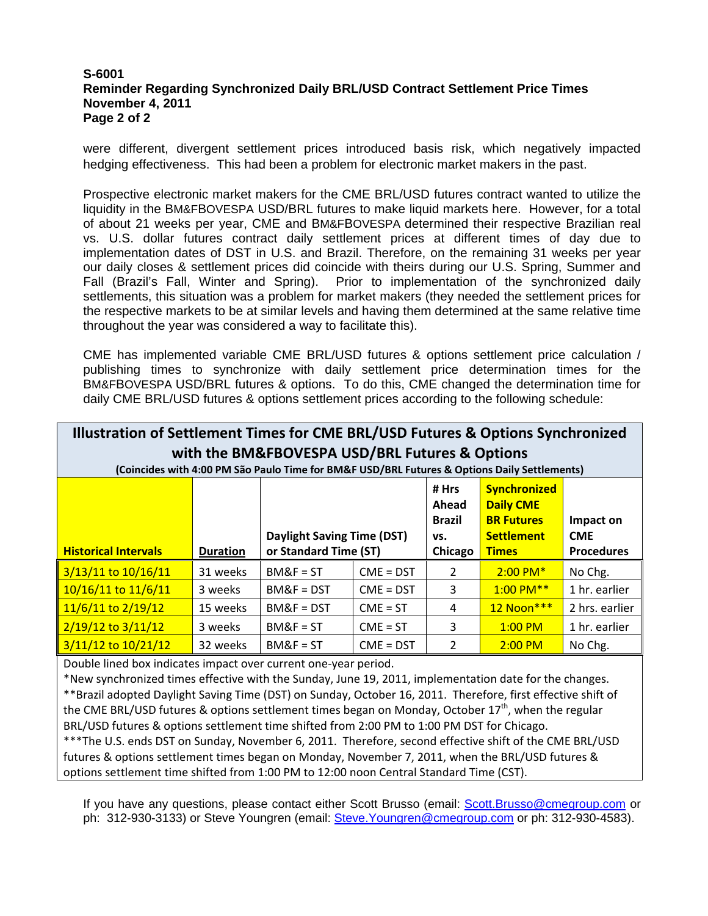were different, divergent settlement prices introduced basis risk, which negatively impacted hedging effectiveness. This had been a problem for electronic market makers in the past.

Prospective electronic market makers for the CME BRL/USD futures contract wanted to utilize the liquidity in the BM&FBOVESPA USD/BRL futures to make liquid markets here. However, for a total of about 21 weeks per year, CME and BM&FBOVESPA determined their respective Brazilian real vs. U.S. dollar futures contract daily settlement prices at different times of day due to implementation dates of DST in U.S. and Brazil. Therefore, on the remaining 31 weeks per year our daily closes & settlement prices did coincide with theirs during our U.S. Spring, Summer and Fall (Brazil's Fall, Winter and Spring). Prior to implementation of the synchronized daily settlements, this situation was a problem for market makers (they needed the settlement prices for the respective markets to be at similar levels and having them determined at the same relative time throughout the year was considered a way to facilitate this).

CME has implemented variable CME BRL/USD futures & options settlement price calculation / publishing times to synchronize with daily settlement price determination times for the BM&FBOVESPA USD/BRL futures & options. To do this, CME changed the determination time for daily CME BRL/USD futures & options settlement prices according to the following schedule:

**Illustration of Settlement Times for CME BRL/USD Futures & Options Synchronized with the BM&FBOVESPA USD/BRL Futures & Options**

**(Coincides with 4:00 PM São Paulo Time for BM&F USD/BRL Futures & Options Daily Settlements)**

| Historical Intervals | Duration | Daylight Saving Time (DST) or Standard Time (ST) | | # Hrs Ahead Brazil vs. Chicago | Synchronized Daily CME BR Futures Settlement Times | Impact on CME Procedures |
|---|---|---|---|---|---|---|
| 3/13/11 to 10/16/11 | 31 weeks | BM&F = ST | CME = DST | 2 | 2:00 PM* | No Chg. |
| 10/16/11 to 11/6/11 | 3 weeks | BM&F = DST | CME = DST | 3 | 1:00 PM** | 1 hr. earlier |
| 11/6/11 to 2/19/12 | 15 weeks | BM&F = DST | CME = ST | 4 | 12 Noon*** | 2 hrs. earlier |
| 2/19/12 to 3/11/12 | 3 weeks | BM&F = ST | CME = ST | 3 | 1:00 PM | 1 hr. earlier |
| 3/11/12 to 10/21/12 | 32 weeks | BM&F = ST | CME = DST | 2 | 2:00 PM | No Chg. |

Double lined box indicates impact over current one-year period.

*New synchronized times effective with the Sunday, June 19, 2011, implementation date for the changes.

**Brazil adopted Daylight Saving Time (DST) on Sunday, October 16, 2011. Therefore, first effective shift of the CME BRL/USD futures & options settlement times began on Monday, October 17th, when the regular BRL/USD futures & options settlement time shifted from 2:00 PM to 1:00 PM DST for Chicago.

***The U.S. ends DST on Sunday, November 6, 2011. Therefore, second effective shift of the CME BRL/USD futures & options settlement times began on Monday, November 7, 2011, when the BRL/USD futures & options settlement time shifted from 1:00 PM to 12:00 noon Central Standard Time (CST).

If you have any questions, please contact either Scott Brusso (email: Scott.Brusso@cmegroup.com or ph: 312-930-3133) or Steve Youngren (email: Steve.Youngren@cmegroup.com or ph: 312-930-4583).